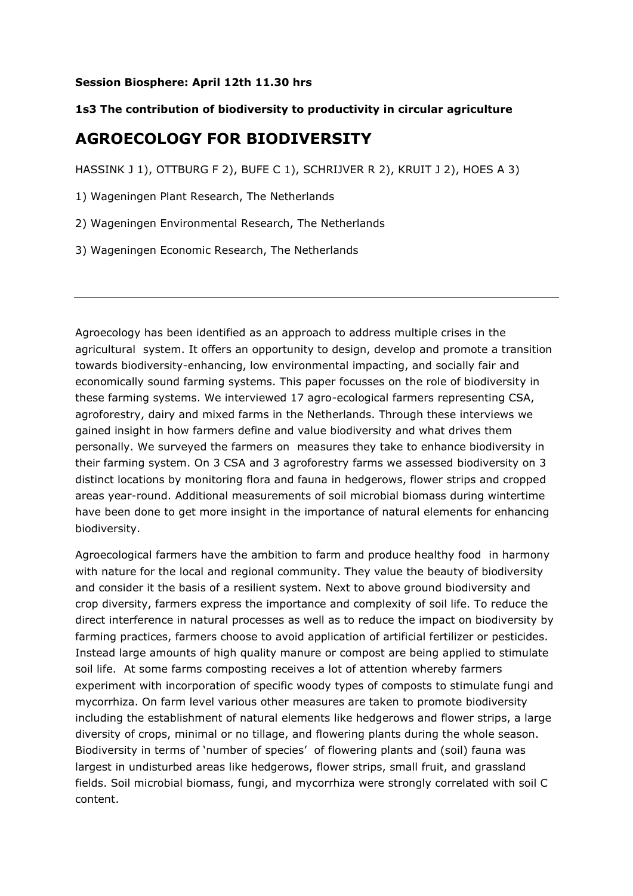**Session Biosphere: April 12th 11.30 hrs**

**1s3 The contribution of biodiversity to productivity in circular agriculture**

# AGROECOLOGY FOR BIODIVERSITY

HASSINK J 1), OTTBURG F 2), BUFE C 1), SCHRIJVER R 2), KRUIT J 2), HOES A 3)

1) Wageningen Plant Research, The Netherlands

2) Wageningen Environmental Research, The Netherlands

3) Wageningen Economic Research, The Netherlands

---

Agroecology has been identified as an approach to address multiple crises in the agricultural system. It offers an opportunity to design, develop and promote a transition towards biodiversity-enhancing, low environmental impacting, and socially fair and economically sound farming systems. This paper focusses on the role of biodiversity in these farming systems. We interviewed 17 agro-ecological farmers representing CSA, agroforestry, dairy and mixed farms in the Netherlands. Through these interviews we gained insight in how farmers define and value biodiversity and what drives them personally. We surveyed the farmers on measures they take to enhance biodiversity in their farming system. On 3 CSA and 3 agroforestry farms we assessed biodiversity on 3 distinct locations by monitoring flora and fauna in hedgerows, flower strips and cropped areas year-round. Additional measurements of soil microbial biomass during wintertime have been done to get more insight in the importance of natural elements for enhancing biodiversity.

Agroecological farmers have the ambition to farm and produce healthy food in harmony with nature for the local and regional community. They value the beauty of biodiversity and consider it the basis of a resilient system. Next to above ground biodiversity and crop diversity, farmers express the importance and complexity of soil life. To reduce the direct interference in natural processes as well as to reduce the impact on biodiversity by farming practices, farmers choose to avoid application of artificial fertilizer or pesticides. Instead large amounts of high quality manure or compost are being applied to stimulate soil life. At some farms composting receives a lot of attention whereby farmers experiment with incorporation of specific woody types of composts to stimulate fungi and mycorrhiza. On farm level various other measures are taken to promote biodiversity including the establishment of natural elements like hedgerows and flower strips, a large diversity of crops, minimal or no tillage, and flowering plants during the whole season. Biodiversity in terms of 'number of species' of flowering plants and (soil) fauna was largest in undisturbed areas like hedgerows, flower strips, small fruit, and grassland fields. Soil microbial biomass, fungi, and mycorrhiza were strongly correlated with soil C content.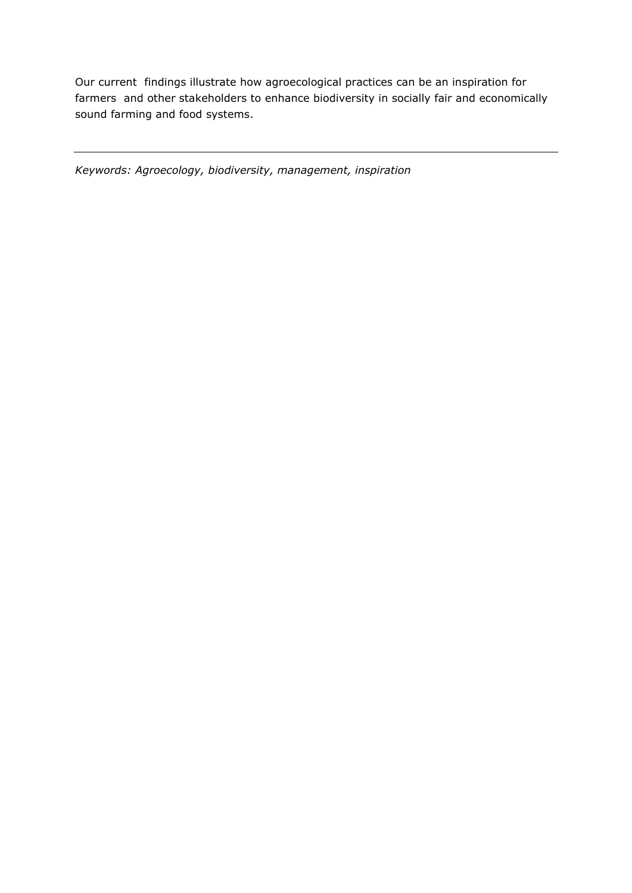Our current findings illustrate how agroecological practices can be an inspiration for farmers and other stakeholders to enhance biodiversity in socially fair and economically sound farming and food systems.

---

*Keywords: Agroecology, biodiversity, management, inspiration*